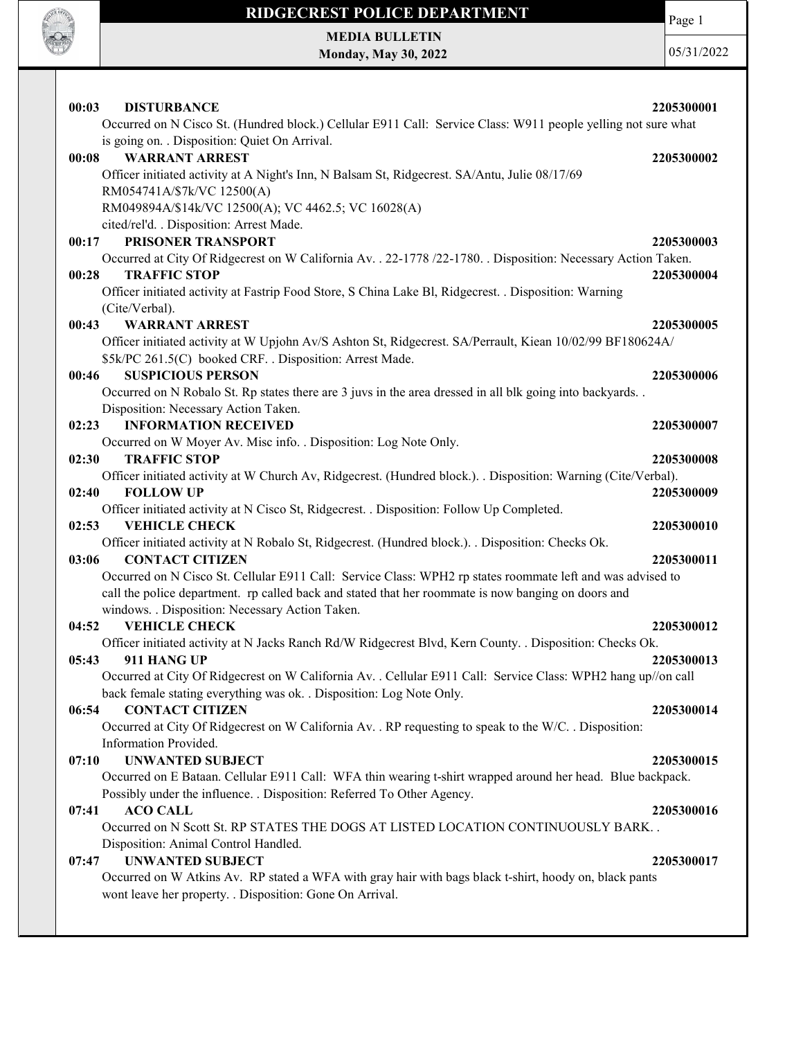# RIDGECREST POLICE DEPARTMENT

**MEDIA BULLETIN**
**Monday, May 30, 2022**

05/31/2022

**00:03 DISTURBANCE** **2205300001**
Occurred on N Cisco St. (Hundred block.) Cellular E911 Call: Service Class: W911 people yelling not sure what is going on. . Disposition: Quiet On Arrival.

**00:08 WARRANT ARREST** **2205300002**
Officer initiated activity at A Night's Inn, N Balsam St, Ridgecrest. SA/Antu, Julie 08/17/69
RM054741A/$7k/VC 12500(A)
RM049894A/$14k/VC 12500(A); VC 4462.5; VC 16028(A)
cited/rel'd. . Disposition: Arrest Made.

**00:17 PRISONER TRANSPORT** **2205300003**
Occurred at City Of Ridgecrest on W California Av. . 22-1778 /22-1780. . Disposition: Necessary Action Taken.

**00:28 TRAFFIC STOP** **2205300004**
Officer initiated activity at Fastrip Food Store, S China Lake Bl, Ridgecrest. . Disposition: Warning (Cite/Verbal).

**00:43 WARRANT ARREST** **2205300005**
Officer initiated activity at W Upjohn Av/S Ashton St, Ridgecrest. SA/Perrault, Kiean 10/02/99 BF180624A/ $5k/PC 261.5(C) booked CRF. . Disposition: Arrest Made.

**00:46 SUSPICIOUS PERSON** **2205300006**
Occurred on N Robalo St. Rp states there are 3 juvs in the area dressed in all blk going into backyards. . Disposition: Necessary Action Taken.

**02:23 INFORMATION RECEIVED** **2205300007**
Occurred on W Moyer Av. Misc info. . Disposition: Log Note Only.

**02:30 TRAFFIC STOP** **2205300008**
Officer initiated activity at W Church Av, Ridgecrest. (Hundred block.). . Disposition: Warning (Cite/Verbal).

**02:40 FOLLOW UP** **2205300009**
Officer initiated activity at N Cisco St, Ridgecrest. . Disposition: Follow Up Completed.

**02:53 VEHICLE CHECK** **2205300010**
Officer initiated activity at N Robalo St, Ridgecrest. (Hundred block.). . Disposition: Checks Ok.

**03:06 CONTACT CITIZEN** **2205300011**
Occurred on N Cisco St. Cellular E911 Call: Service Class: WPH2 rp states roommate left and was advised to call the police department. rp called back and stated that her roommate is now banging on doors and windows. . Disposition: Necessary Action Taken.

**04:52 VEHICLE CHECK** **2205300012**
Officer initiated activity at N Jacks Ranch Rd/W Ridgecrest Blvd, Kern County. . Disposition: Checks Ok.

**05:43 911 HANG UP** **2205300013**
Occurred at City Of Ridgecrest on W California Av. . Cellular E911 Call: Service Class: WPH2 hang up//on call back female stating everything was ok. . Disposition: Log Note Only.

**06:54 CONTACT CITIZEN** **2205300014**
Occurred at City Of Ridgecrest on W California Av. . RP requesting to speak to the W/C. . Disposition: Information Provided.

**07:10 UNWANTED SUBJECT** **2205300015**
Occurred on E Bataan. Cellular E911 Call: WFA thin wearing t-shirt wrapped around her head. Blue backpack. Possibly under the influence. . Disposition: Referred To Other Agency.

**07:41 ACO CALL** **2205300016**
Occurred on N Scott St. RP STATES THE DOGS AT LISTED LOCATION CONTINUOUSLY BARK. . Disposition: Animal Control Handled.

**07:47 UNWANTED SUBJECT** **2205300017**
Occurred on W Atkins Av. RP stated a WFA with gray hair with bags black t-shirt, hoody on, black pants wont leave her property. . Disposition: Gone On Arrival.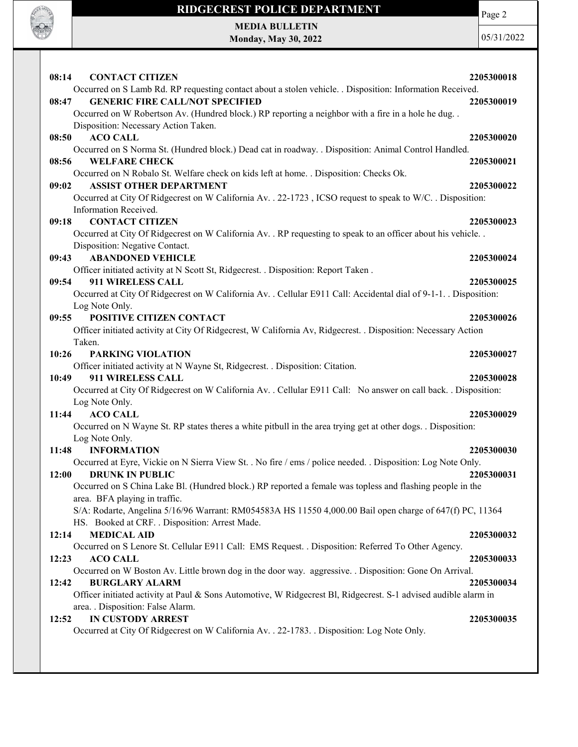**08:14 CONTACT CITIZEN 2205300018**

Occurred on S Lamb Rd. RP requesting contact about a stolen vehicle. . Disposition: Information Received.

**08:47 GENERIC FIRE CALL/NOT SPECIFIED 2205300019**

Occurred on W Robertson Av. (Hundred block.) RP reporting a neighbor with a fire in a hole he dug. . Disposition: Necessary Action Taken.

**08:50 ACO CALL 2205300020**

Occurred on S Norma St. (Hundred block.) Dead cat in roadway. . Disposition: Animal Control Handled.

**08:56 WELFARE CHECK 2205300021**

Occurred on N Robalo St. Welfare check on kids left at home. . Disposition: Checks Ok.

**09:02 ASSIST OTHER DEPARTMENT 2205300022**

Occurred at City Of Ridgecrest on W California Av. . 22-1723 , ICSO request to speak to W/C. . Disposition: Information Received.

**09:18 CONTACT CITIZEN 2205300023**

Occurred at City Of Ridgecrest on W California Av. . RP requesting to speak to an officer about his vehicle. . Disposition: Negative Contact.

**09:43 ABANDONED VEHICLE 2205300024**

Officer initiated activity at N Scott St, Ridgecrest. . Disposition: Report Taken .

**09:54 911 WIRELESS CALL 2205300025**

Occurred at City Of Ridgecrest on W California Av. . Cellular E911 Call: Accidental dial of 9-1-1. . Disposition: Log Note Only.

**09:55 POSITIVE CITIZEN CONTACT 2205300026**

Officer initiated activity at City Of Ridgecrest, W California Av, Ridgecrest. . Disposition: Necessary Action Taken.

**10:26 PARKING VIOLATION 2205300027**

Officer initiated activity at N Wayne St, Ridgecrest. . Disposition: Citation.

**10:49 911 WIRELESS CALL 2205300028**

Occurred at City Of Ridgecrest on W California Av. . Cellular E911 Call: No answer on call back. . Disposition: Log Note Only.

**11:44 ACO CALL 2205300029**

Occurred on N Wayne St. RP states theres a white pitbull in the area trying get at other dogs. . Disposition: Log Note Only.

**11:48 INFORMATION 2205300030**

Occurred at Eyre, Vickie on N Sierra View St. . No fire / ems / police needed. . Disposition: Log Note Only.

**12:00 DRUNK IN PUBLIC 2205300031**

Occurred on S China Lake Bl. (Hundred block.) RP reported a female was topless and flashing people in the area. BFA playing in traffic.

S/A: Rodarte, Angelina 5/16/96 Warrant: RM054583A HS 11550 4,000.00 Bail open charge of 647(f) PC, 11364 HS. Booked at CRF. . Disposition: Arrest Made.

**12:14 MEDICAL AID 2205300032**

Occurred on S Lenore St. Cellular E911 Call: EMS Request. . Disposition: Referred To Other Agency.

**12:23 ACO CALL 2205300033**

Occurred on W Boston Av. Little brown dog in the door way. aggressive. . Disposition: Gone On Arrival.

**12:42 BURGLARY ALARM 2205300034**

Officer initiated activity at Paul & Sons Automotive, W Ridgecrest Bl, Ridgecrest. S-1 advised audible alarm in area. . Disposition: False Alarm.

**12:52 IN CUSTODY ARREST 2205300035**

Occurred at City Of Ridgecrest on W California Av. . 22-1783. . Disposition: Log Note Only.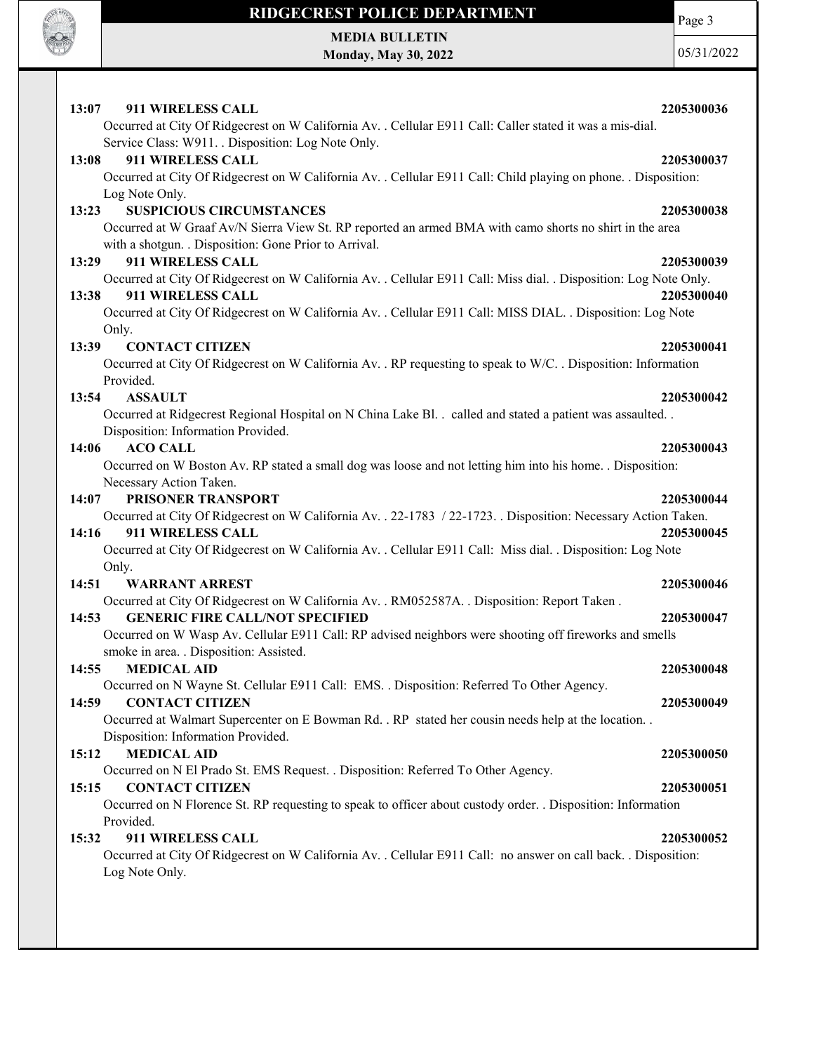**13:07 911 WIRELESS CALL 2205300036**

Occurred at City Of Ridgecrest on W California Av. . Cellular E911 Call: Caller stated it was a mis-dial. Service Class: W911. . Disposition: Log Note Only.

**13:08 911 WIRELESS CALL 2205300037**

Occurred at City Of Ridgecrest on W California Av. . Cellular E911 Call: Child playing on phone. . Disposition: Log Note Only.

**13:23 SUSPICIOUS CIRCUMSTANCES 2205300038**

Occurred at W Graaf Av/N Sierra View St. RP reported an armed BMA with camo shorts no shirt in the area with a shotgun. . Disposition: Gone Prior to Arrival.

**13:29 911 WIRELESS CALL 2205300039**

Occurred at City Of Ridgecrest on W California Av. . Cellular E911 Call: Miss dial. . Disposition: Log Note Only.

**13:38 911 WIRELESS CALL 2205300040**

Occurred at City Of Ridgecrest on W California Av. . Cellular E911 Call: MISS DIAL. . Disposition: Log Note Only.

**13:39 CONTACT CITIZEN 2205300041**

Occurred at City Of Ridgecrest on W California Av. . RP requesting to speak to W/C. . Disposition: Information Provided.

**13:54 ASSAULT 2205300042**

Occurred at Ridgecrest Regional Hospital on N China Lake Bl. . called and stated a patient was assaulted. . Disposition: Information Provided.

**14:06 ACO CALL 2205300043**

Occurred on W Boston Av. RP stated a small dog was loose and not letting him into his home. . Disposition: Necessary Action Taken.

**14:07 PRISONER TRANSPORT 2205300044**

Occurred at City Of Ridgecrest on W California Av. . 22-1783 / 22-1723. . Disposition: Necessary Action Taken.

**14:16 911 WIRELESS CALL 2205300045**

Occurred at City Of Ridgecrest on W California Av. . Cellular E911 Call: Miss dial. . Disposition: Log Note Only.

**14:51 WARRANT ARREST 2205300046**

Occurred at City Of Ridgecrest on W California Av. . RM052587A. . Disposition: Report Taken .

**14:53 GENERIC FIRE CALL/NOT SPECIFIED 2205300047**

Occurred on W Wasp Av. Cellular E911 Call: RP advised neighbors were shooting off fireworks and smells smoke in area. . Disposition: Assisted.

**14:55 MEDICAL AID 2205300048**

Occurred on N Wayne St. Cellular E911 Call: EMS. . Disposition: Referred To Other Agency.

**14:59 CONTACT CITIZEN 2205300049**

Occurred at Walmart Supercenter on E Bowman Rd. . RP stated her cousin needs help at the location. . Disposition: Information Provided.

**15:12 MEDICAL AID 2205300050**

Occurred on N El Prado St. EMS Request. . Disposition: Referred To Other Agency.

**15:15 CONTACT CITIZEN 2205300051**

Occurred on N Florence St. RP requesting to speak to officer about custody order. . Disposition: Information Provided.

**15:32 911 WIRELESS CALL 2205300052**

Occurred at City Of Ridgecrest on W California Av. . Cellular E911 Call: no answer on call back. . Disposition: Log Note Only.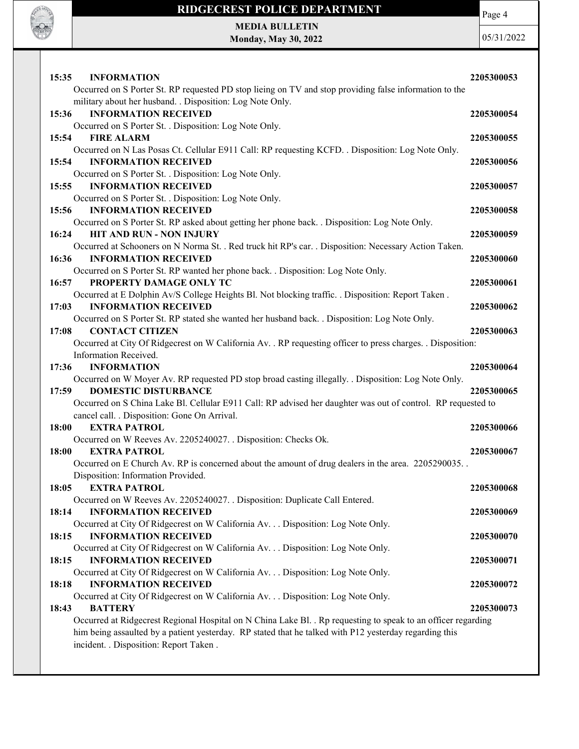**15:35 INFORMATION** **2205300053**
Occurred on S Porter St. RP requested PD stop lieing on TV and stop providing false information to the military about her husband. . Disposition: Log Note Only.

**15:36 INFORMATION RECEIVED** **2205300054**
Occurred on S Porter St. . Disposition: Log Note Only.

**15:54 FIRE ALARM** **2205300055**
Occurred on N Las Posas Ct. Cellular E911 Call: RP requesting KCFD. . Disposition: Log Note Only.

**15:54 INFORMATION RECEIVED** **2205300056**
Occurred on S Porter St. . Disposition: Log Note Only.

**15:55 INFORMATION RECEIVED** **2205300057**
Occurred on S Porter St. . Disposition: Log Note Only.

**15:56 INFORMATION RECEIVED** **2205300058**
Occurred on S Porter St. RP asked about getting her phone back. . Disposition: Log Note Only.

**16:24 HIT AND RUN - NON INJURY** **2205300059**
Occurred at Schooners on N Norma St. . Red truck hit RP's car. . Disposition: Necessary Action Taken.

**16:36 INFORMATION RECEIVED** **2205300060**
Occurred on S Porter St. RP wanted her phone back. . Disposition: Log Note Only.

**16:57 PROPERTY DAMAGE ONLY TC** **2205300061**
Occurred at E Dolphin Av/S College Heights Bl. Not blocking traffic. . Disposition: Report Taken .

**17:03 INFORMATION RECEIVED** **2205300062**
Occurred on S Porter St. RP stated she wanted her husband back. . Disposition: Log Note Only.

**17:08 CONTACT CITIZEN** **2205300063**
Occurred at City Of Ridgecrest on W California Av. . RP requesting officer to press charges. . Disposition: Information Received.

**17:36 INFORMATION** **2205300064**
Occurred on W Moyer Av. RP requested PD stop broad casting illegally. . Disposition: Log Note Only.

**17:59 DOMESTIC DISTURBANCE** **2205300065**
Occurred on S China Lake Bl. Cellular E911 Call: RP advised her daughter was out of control. RP requested to cancel call. . Disposition: Gone On Arrival.

**18:00 EXTRA PATROL** **2205300066**
Occurred on W Reeves Av. 2205240027. . Disposition: Checks Ok.

**18:00 EXTRA PATROL** **2205300067**
Occurred on E Church Av. RP is concerned about the amount of drug dealers in the area. 2205290035. . Disposition: Information Provided.

**18:05 EXTRA PATROL** **2205300068**
Occurred on W Reeves Av. 2205240027. . Disposition: Duplicate Call Entered.

**18:14 INFORMATION RECEIVED** **2205300069**
Occurred at City Of Ridgecrest on W California Av. . . Disposition: Log Note Only.

**18:15 INFORMATION RECEIVED** **2205300070**
Occurred at City Of Ridgecrest on W California Av. . . Disposition: Log Note Only.

**18:15 INFORMATION RECEIVED** **2205300071**
Occurred at City Of Ridgecrest on W California Av. . . Disposition: Log Note Only.

**18:18 INFORMATION RECEIVED** **2205300072**
Occurred at City Of Ridgecrest on W California Av. . . Disposition: Log Note Only.

**18:43 BATTERY** **2205300073**
Occurred at Ridgecrest Regional Hospital on N China Lake Bl. . Rp requesting to speak to an officer regarding him being assaulted by a patient yesterday. RP stated that he talked with P12 yesterday regarding this incident. . Disposition: Report Taken .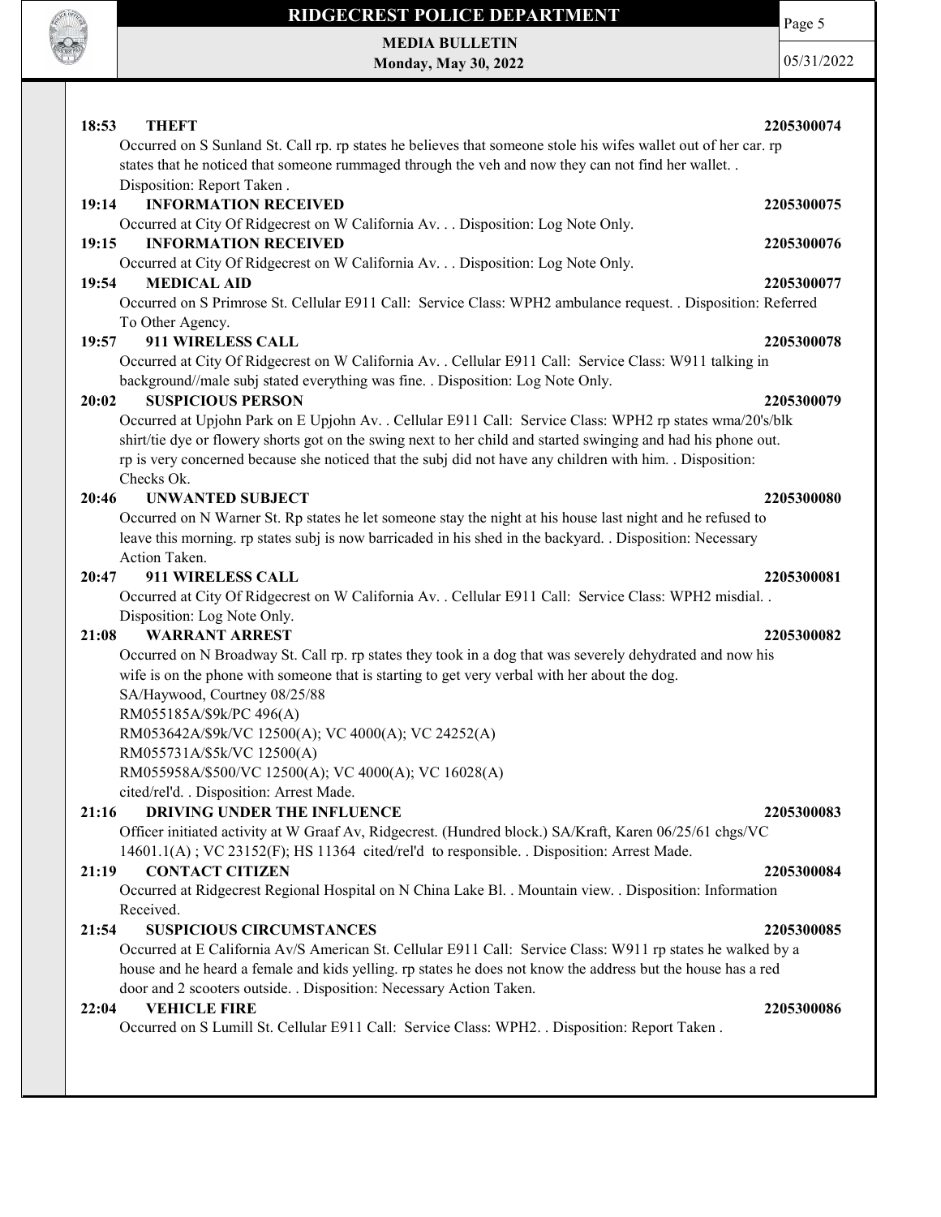**18:53 THEFT** **2205300074**

Occurred on S Sunland St. Call rp. rp states he believes that someone stole his wifes wallet out of her car. rp states that he noticed that someone rummaged through the veh and now they can not find her wallet. . Disposition: Report Taken .

**19:14 INFORMATION RECEIVED** **2205300075**

Occurred at City Of Ridgecrest on W California Av. . . Disposition: Log Note Only.

**19:15 INFORMATION RECEIVED** **2205300076**

Occurred at City Of Ridgecrest on W California Av. . . Disposition: Log Note Only.

**19:54 MEDICAL AID** **2205300077**

Occurred on S Primrose St. Cellular E911 Call: Service Class: WPH2 ambulance request. . Disposition: Referred To Other Agency.

**19:57 911 WIRELESS CALL** **2205300078**

Occurred at City Of Ridgecrest on W California Av. . Cellular E911 Call: Service Class: W911 talking in background//male subj stated everything was fine. . Disposition: Log Note Only.

**20:02 SUSPICIOUS PERSON** **2205300079**

Occurred at Upjohn Park on E Upjohn Av. . Cellular E911 Call: Service Class: WPH2 rp states wma/20's/blk shirt/tie dye or flowery shorts got on the swing next to her child and started swinging and had his phone out. rp is very concerned because she noticed that the subj did not have any children with him. . Disposition: Checks Ok.

**20:46 UNWANTED SUBJECT** **2205300080**

Occurred on N Warner St. Rp states he let someone stay the night at his house last night and he refused to leave this morning. rp states subj is now barricaded in his shed in the backyard. . Disposition: Necessary Action Taken.

**20:47 911 WIRELESS CALL** **2205300081**

Occurred at City Of Ridgecrest on W California Av. . Cellular E911 Call: Service Class: WPH2 misdial. . Disposition: Log Note Only.

**21:08 WARRANT ARREST** **2205300082**

Occurred on N Broadway St. Call rp. rp states they took in a dog that was severely dehydrated and now his wife is on the phone with someone that is starting to get very verbal with her about the dog.
SA/Haywood, Courtney 08/25/88
RM055185A/$9k/PC 496(A)
RM053642A/$9k/VC 12500(A); VC 4000(A); VC 24252(A)
RM055731A/$5k/VC 12500(A)
RM055958A/$500/VC 12500(A); VC 4000(A); VC 16028(A)
cited/rel'd. . Disposition: Arrest Made.

**21:16 DRIVING UNDER THE INFLUENCE** **2205300083**

Officer initiated activity at W Graaf Av, Ridgecrest. (Hundred block.) SA/Kraft, Karen 06/25/61 chgs/VC 14601.1(A) ; VC 23152(F); HS 11364 cited/rel'd to responsible. . Disposition: Arrest Made.

**21:19 CONTACT CITIZEN** **2205300084**

Occurred at Ridgecrest Regional Hospital on N China Lake Bl. . Mountain view. . Disposition: Information Received.

**21:54 SUSPICIOUS CIRCUMSTANCES** **2205300085**

Occurred at E California Av/S American St. Cellular E911 Call: Service Class: W911 rp states he walked by a house and he heard a female and kids yelling. rp states he does not know the address but the house has a red door and 2 scooters outside. . Disposition: Necessary Action Taken.

**22:04 VEHICLE FIRE** **2205300086**

Occurred on S Lumill St. Cellular E911 Call: Service Class: WPH2. . Disposition: Report Taken .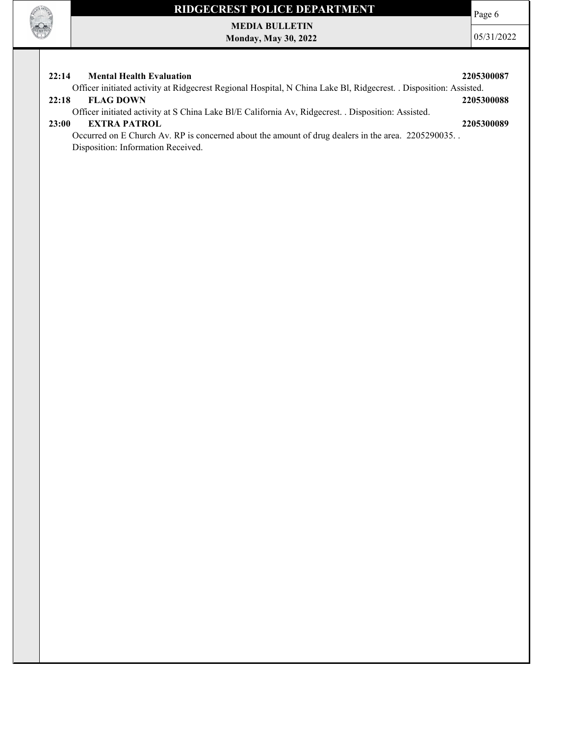**22:14 Mental Health Evaluation** **2205300087**

Officer initiated activity at Ridgecrest Regional Hospital, N China Lake Bl, Ridgecrest. . Disposition: Assisted.

**22:18 FLAG DOWN** **2205300088**

Officer initiated activity at S China Lake Bl/E California Av, Ridgecrest. . Disposition: Assisted.

**23:00 EXTRA PATROL** **2205300089**

Occurred on E Church Av. RP is concerned about the amount of drug dealers in the area. 2205290035. . Disposition: Information Received.